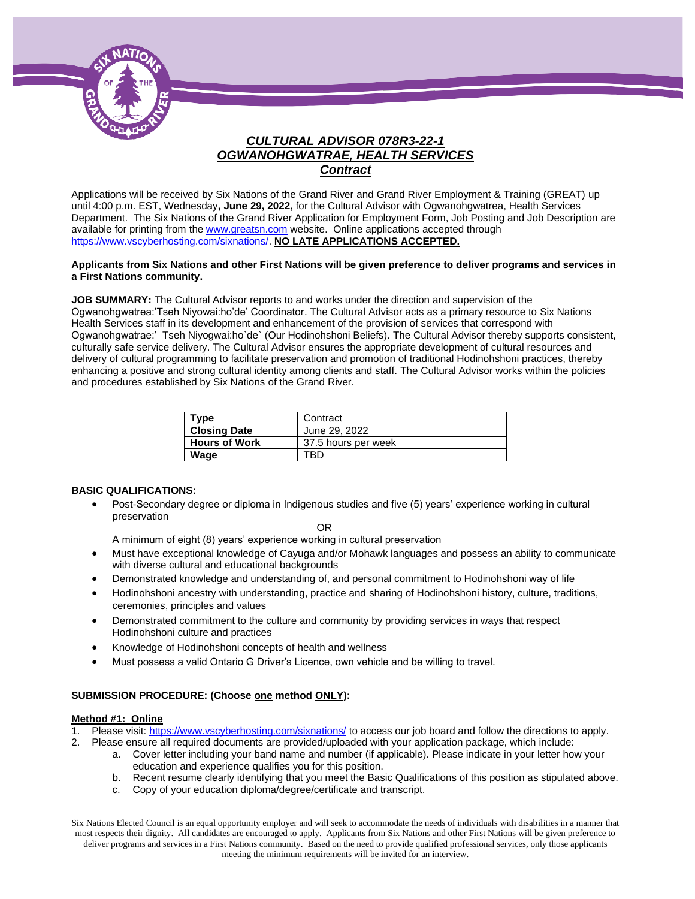# *CULTURAL ADVISOR 078R3-22-1*
# *OGWANOHGWATRAE, HEALTH SERVICES*
## *Contract*

Applications will be received by Six Nations of the Grand River and Grand River Employment & Training (GREAT) up until 4:00 p.m. EST, Wednesday**, June 29, 2022,** for the Cultural Advisor with Ogwanohgwatrea, Health Services Department. The Six Nations of the Grand River Application for Employment Form, Job Posting and Job Description are available for printing from the www.greatsn.com website. Online applications accepted through https://www.vscyberhosting.com/sixnations/. **NO LATE APPLICATIONS ACCEPTED.**

**Applicants from Six Nations and other First Nations will be given preference to deliver programs and services in a First Nations community.**

**JOB SUMMARY:** The Cultural Advisor reports to and works under the direction and supervision of the Ogwanohgwatrea:'Tseh Niyowai:ho'de' Coordinator. The Cultural Advisor acts as a primary resource to Six Nations Health Services staff in its development and enhancement of the provision of services that correspond with Ogwanohgwatrae:' Tseh Niyogwai:ho`de` (Our Hodinohshoni Beliefs). The Cultural Advisor thereby supports consistent, culturally safe service delivery. The Cultural Advisor ensures the appropriate development of cultural resources and delivery of cultural programming to facilitate preservation and promotion of traditional Hodinohshoni practices, thereby enhancing a positive and strong cultural identity among clients and staff. The Cultural Advisor works within the policies and procedures established by Six Nations of the Grand River.

| **Type** | Contract |
|---|---|
| **Closing Date** | June 29, 2022 |
| **Hours of Work** | 37.5 hours per week |
| **Wage** | TBD |

**BASIC QUALIFICATIONS:**

- Post-Secondary degree or diploma in Indigenous studies and five (5) years' experience working in cultural preservation

  OR

  A minimum of eight (8) years' experience working in cultural preservation
- Must have exceptional knowledge of Cayuga and/or Mohawk languages and possess an ability to communicate with diverse cultural and educational backgrounds
- Demonstrated knowledge and understanding of, and personal commitment to Hodinohshoni way of life
- Hodinohshoni ancestry with understanding, practice and sharing of Hodinohshoni history, culture, traditions, ceremonies, principles and values
- Demonstrated commitment to the culture and community by providing services in ways that respect Hodinohshoni culture and practices
- Knowledge of Hodinohshoni concepts of health and wellness
- Must possess a valid Ontario G Driver's Licence, own vehicle and be willing to travel.

**SUBMISSION PROCEDURE: (Choose one method ONLY):**

**Method #1: Online**

1. Please visit: https://www.vscyberhosting.com/sixnations/ to access our job board and follow the directions to apply.
2. Please ensure all required documents are provided/uploaded with your application package, which include:
   a. Cover letter including your band name and number (if applicable). Please indicate in your letter how your education and experience qualifies you for this position.
   b. Recent resume clearly identifying that you meet the Basic Qualifications of this position as stipulated above.
   c. Copy of your education diploma/degree/certificate and transcript.

Six Nations Elected Council is an equal opportunity employer and will seek to accommodate the needs of individuals with disabilities in a manner that most respects their dignity. All candidates are encouraged to apply. Applicants from Six Nations and other First Nations will be given preference to deliver programs and services in a First Nations community. Based on the need to provide qualified professional services, only those applicants meeting the minimum requirements will be invited for an interview.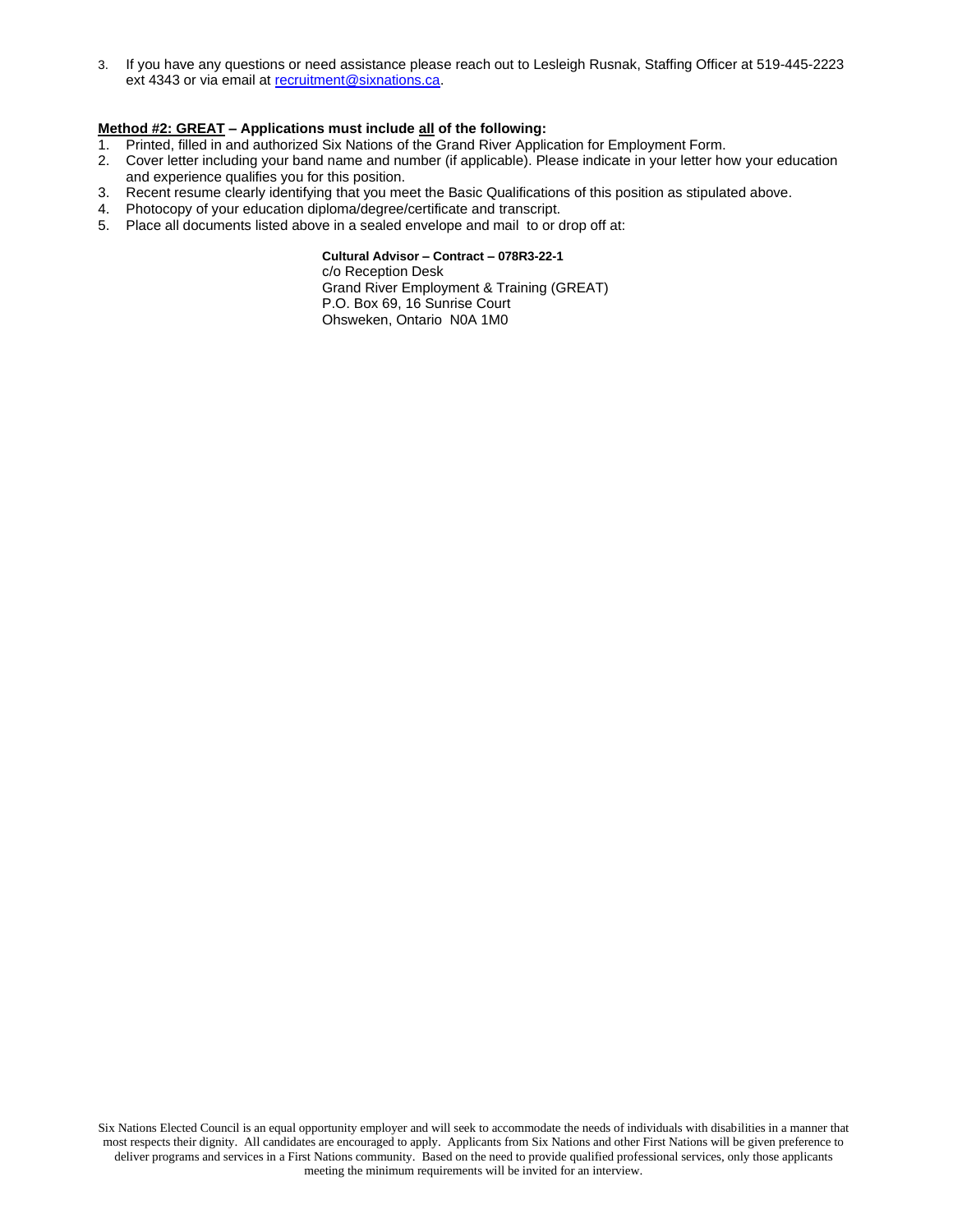3. If you have any questions or need assistance please reach out to Lesleigh Rusnak, Staffing Officer at 519-445-2223 ext 4343 or via email at recruitment@sixnations.ca.

**Method #2: GREAT – Applications must include all of the following:**

1. Printed, filled in and authorized Six Nations of the Grand River Application for Employment Form.
2. Cover letter including your band name and number (if applicable). Please indicate in your letter how your education and experience qualifies you for this position.
3. Recent resume clearly identifying that you meet the Basic Qualifications of this position as stipulated above.
4. Photocopy of your education diploma/degree/certificate and transcript.
5. Place all documents listed above in a sealed envelope and mail to or drop off at:

**Cultural Advisor – Contract – 078R3-22-1**
c/o Reception Desk
Grand River Employment & Training (GREAT)
P.O. Box 69, 16 Sunrise Court
Ohsweken, Ontario N0A 1M0

Six Nations Elected Council is an equal opportunity employer and will seek to accommodate the needs of individuals with disabilities in a manner that most respects their dignity. All candidates are encouraged to apply. Applicants from Six Nations and other First Nations will be given preference to deliver programs and services in a First Nations community. Based on the need to provide qualified professional services, only those applicants meeting the minimum requirements will be invited for an interview.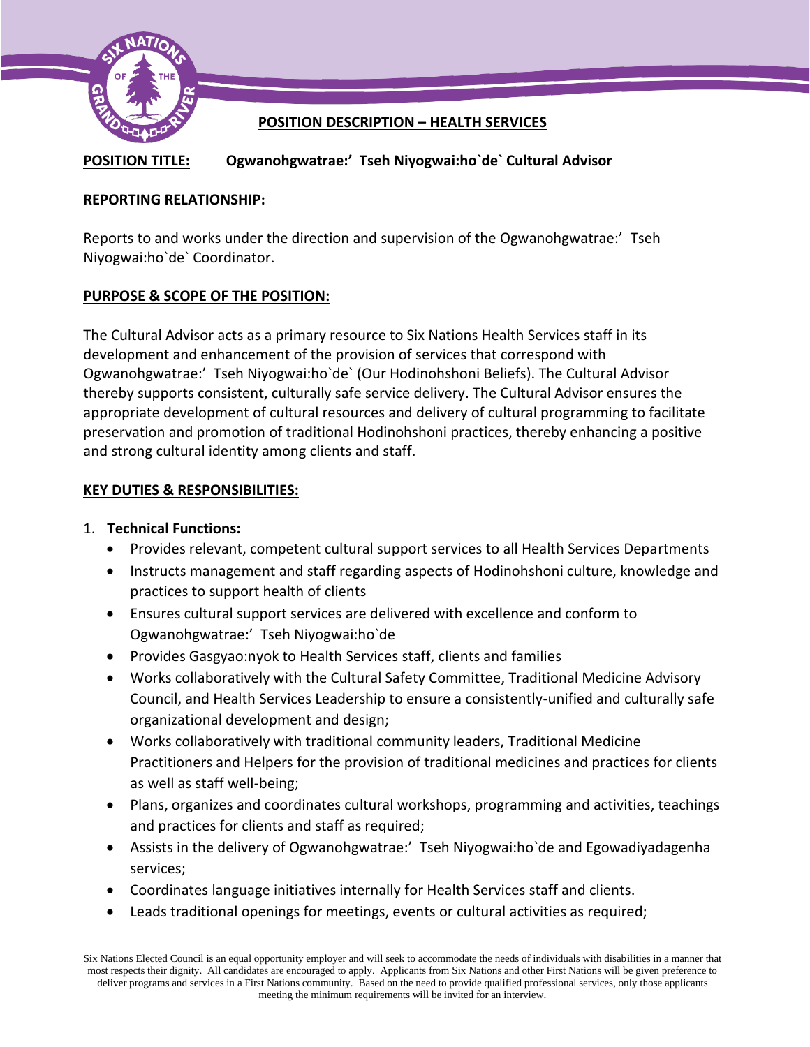**POSITION DESCRIPTION – HEALTH SERVICES**

**POSITION TITLE:** **Ogwanohgwatrae:' Tseh Niyogwai:ho`de` Cultural Advisor**

**REPORTING RELATIONSHIP:**

Reports to and works under the direction and supervision of the Ogwanohgwatrae:' Tseh Niyogwai:ho`de` Coordinator.

**PURPOSE & SCOPE OF THE POSITION:**

The Cultural Advisor acts as a primary resource to Six Nations Health Services staff in its development and enhancement of the provision of services that correspond with Ogwanohgwatrae:' Tseh Niyogwai:ho`de` (Our Hodinohshoni Beliefs). The Cultural Advisor thereby supports consistent, culturally safe service delivery. The Cultural Advisor ensures the appropriate development of cultural resources and delivery of cultural programming to facilitate preservation and promotion of traditional Hodinohshoni practices, thereby enhancing a positive and strong cultural identity among clients and staff.

**KEY DUTIES & RESPONSIBILITIES:**

1. **Technical Functions:**
   - Provides relevant, competent cultural support services to all Health Services Departments
   - Instructs management and staff regarding aspects of Hodinohshoni culture, knowledge and practices to support health of clients
   - Ensures cultural support services are delivered with excellence and conform to Ogwanohgwatrae:' Tseh Niyogwai:ho`de
   - Provides Gasgyao:nyok to Health Services staff, clients and families
   - Works collaboratively with the Cultural Safety Committee, Traditional Medicine Advisory Council, and Health Services Leadership to ensure a consistently-unified and culturally safe organizational development and design;
   - Works collaboratively with traditional community leaders, Traditional Medicine Practitioners and Helpers for the provision of traditional medicines and practices for clients as well as staff well-being;
   - Plans, organizes and coordinates cultural workshops, programming and activities, teachings and practices for clients and staff as required;
   - Assists in the delivery of Ogwanohgwatrae:' Tseh Niyogwai:ho`de and Egowadiyadagenha services;
   - Coordinates language initiatives internally for Health Services staff and clients.
   - Leads traditional openings for meetings, events or cultural activities as required;

Six Nations Elected Council is an equal opportunity employer and will seek to accommodate the needs of individuals with disabilities in a manner that most respects their dignity. All candidates are encouraged to apply. Applicants from Six Nations and other First Nations will be given preference to deliver programs and services in a First Nations community. Based on the need to provide qualified professional services, only those applicants meeting the minimum requirements will be invited for an interview.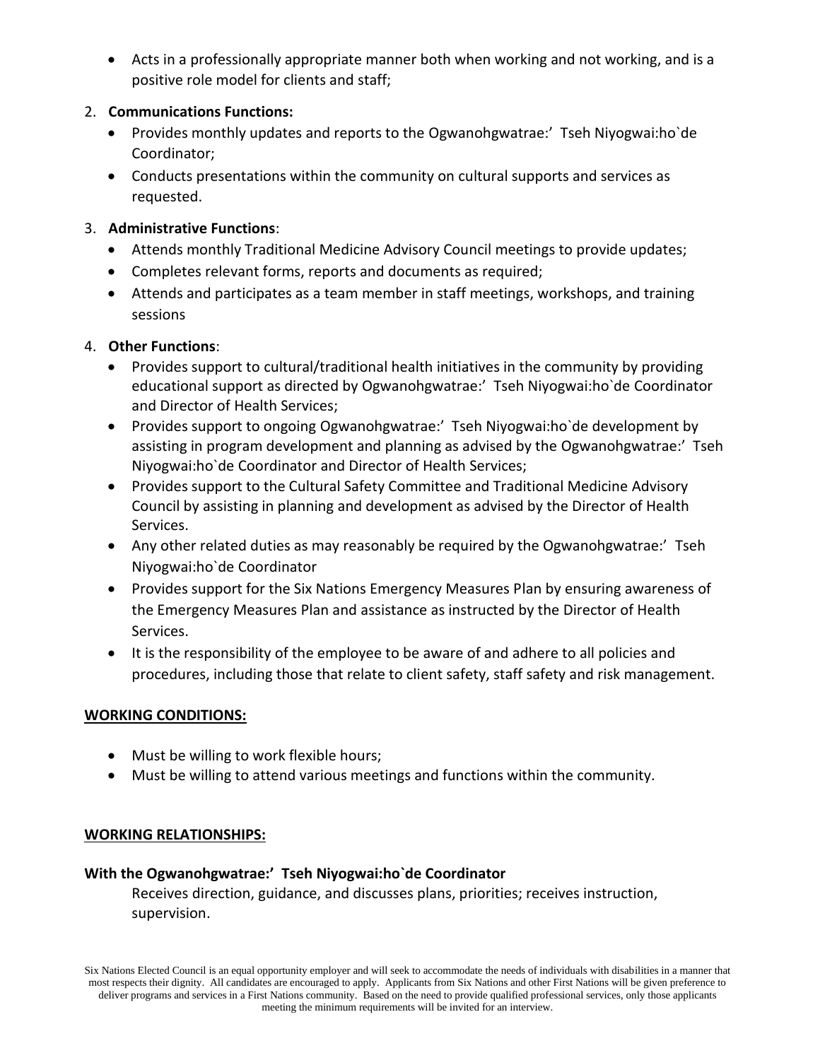- Acts in a professionally appropriate manner both when working and not working, and is a positive role model for clients and staff;

2. **Communications Functions:**
   - Provides monthly updates and reports to the Ogwanohgwatrae:' Tseh Niyogwai:ho`de Coordinator;
   - Conducts presentations within the community on cultural supports and services as requested.

3. **Administrative Functions**:
   - Attends monthly Traditional Medicine Advisory Council meetings to provide updates;
   - Completes relevant forms, reports and documents as required;
   - Attends and participates as a team member in staff meetings, workshops, and training sessions

4. **Other Functions**:
   - Provides support to cultural/traditional health initiatives in the community by providing educational support as directed by Ogwanohgwatrae:' Tseh Niyogwai:ho`de Coordinator and Director of Health Services;
   - Provides support to ongoing Ogwanohgwatrae:' Tseh Niyogwai:ho`de development by assisting in program development and planning as advised by the Ogwanohgwatrae:' Tseh Niyogwai:ho`de Coordinator and Director of Health Services;
   - Provides support to the Cultural Safety Committee and Traditional Medicine Advisory Council by assisting in planning and development as advised by the Director of Health Services.
   - Any other related duties as may reasonably be required by the Ogwanohgwatrae:' Tseh Niyogwai:ho`de Coordinator
   - Provides support for the Six Nations Emergency Measures Plan by ensuring awareness of the Emergency Measures Plan and assistance as instructed by the Director of Health Services.
   - It is the responsibility of the employee to be aware of and adhere to all policies and procedures, including those that relate to client safety, staff safety and risk management.

## WORKING CONDITIONS:

- Must be willing to work flexible hours;
- Must be willing to attend various meetings and functions within the community.

## WORKING RELATIONSHIPS:

**With the Ogwanohgwatrae:' Tseh Niyogwai:ho`de Coordinator**

Receives direction, guidance, and discusses plans, priorities; receives instruction, supervision.

Six Nations Elected Council is an equal opportunity employer and will seek to accommodate the needs of individuals with disabilities in a manner that most respects their dignity. All candidates are encouraged to apply. Applicants from Six Nations and other First Nations will be given preference to deliver programs and services in a First Nations community. Based on the need to provide qualified professional services, only those applicants meeting the minimum requirements will be invited for an interview.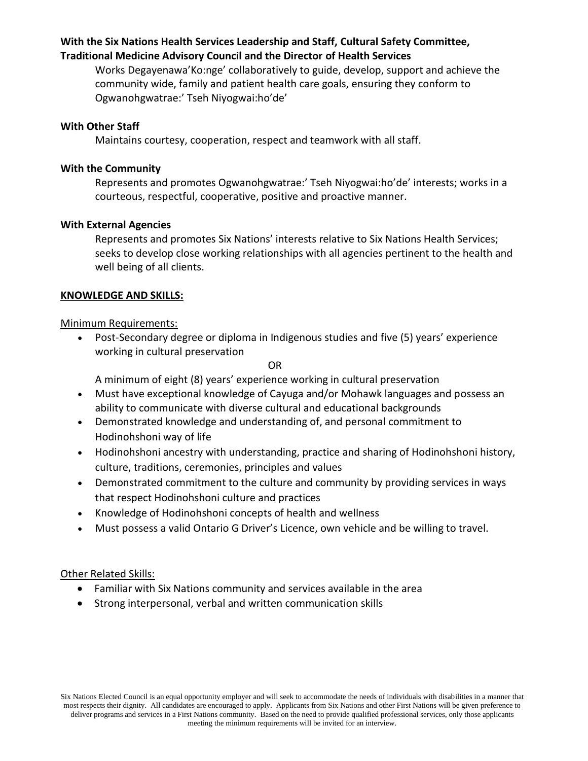**With the Six Nations Health Services Leadership and Staff, Cultural Safety Committee, Traditional Medicine Advisory Council and the Director of Health Services**

Works Degayenawa'Ko:nge' collaboratively to guide, develop, support and achieve the community wide, family and patient health care goals, ensuring they conform to Ogwanohgwatrae:' Tseh Niyogwai:ho'de'

**With Other Staff**

Maintains courtesy, cooperation, respect and teamwork with all staff.

**With the Community**

Represents and promotes Ogwanohgwatrae:' Tseh Niyogwai:ho'de' interests; works in a courteous, respectful, cooperative, positive and proactive manner.

**With External Agencies**

Represents and promotes Six Nations' interests relative to Six Nations Health Services; seeks to develop close working relationships with all agencies pertinent to the health and well being of all clients.

## KNOWLEDGE AND SKILLS:

Minimum Requirements:

- Post-Secondary degree or diploma in Indigenous studies and five (5) years' experience working in cultural preservation

  OR

  A minimum of eight (8) years' experience working in cultural preservation
- Must have exceptional knowledge of Cayuga and/or Mohawk languages and possess an ability to communicate with diverse cultural and educational backgrounds
- Demonstrated knowledge and understanding of, and personal commitment to Hodinohshoni way of life
- Hodinohshoni ancestry with understanding, practice and sharing of Hodinohshoni history, culture, traditions, ceremonies, principles and values
- Demonstrated commitment to the culture and community by providing services in ways that respect Hodinohshoni culture and practices
- Knowledge of Hodinohshoni concepts of health and wellness
- Must possess a valid Ontario G Driver's Licence, own vehicle and be willing to travel.

Other Related Skills:

- Familiar with Six Nations community and services available in the area
- Strong interpersonal, verbal and written communication skills

Six Nations Elected Council is an equal opportunity employer and will seek to accommodate the needs of individuals with disabilities in a manner that most respects their dignity. All candidates are encouraged to apply. Applicants from Six Nations and other First Nations will be given preference to deliver programs and services in a First Nations community. Based on the need to provide qualified professional services, only those applicants meeting the minimum requirements will be invited for an interview.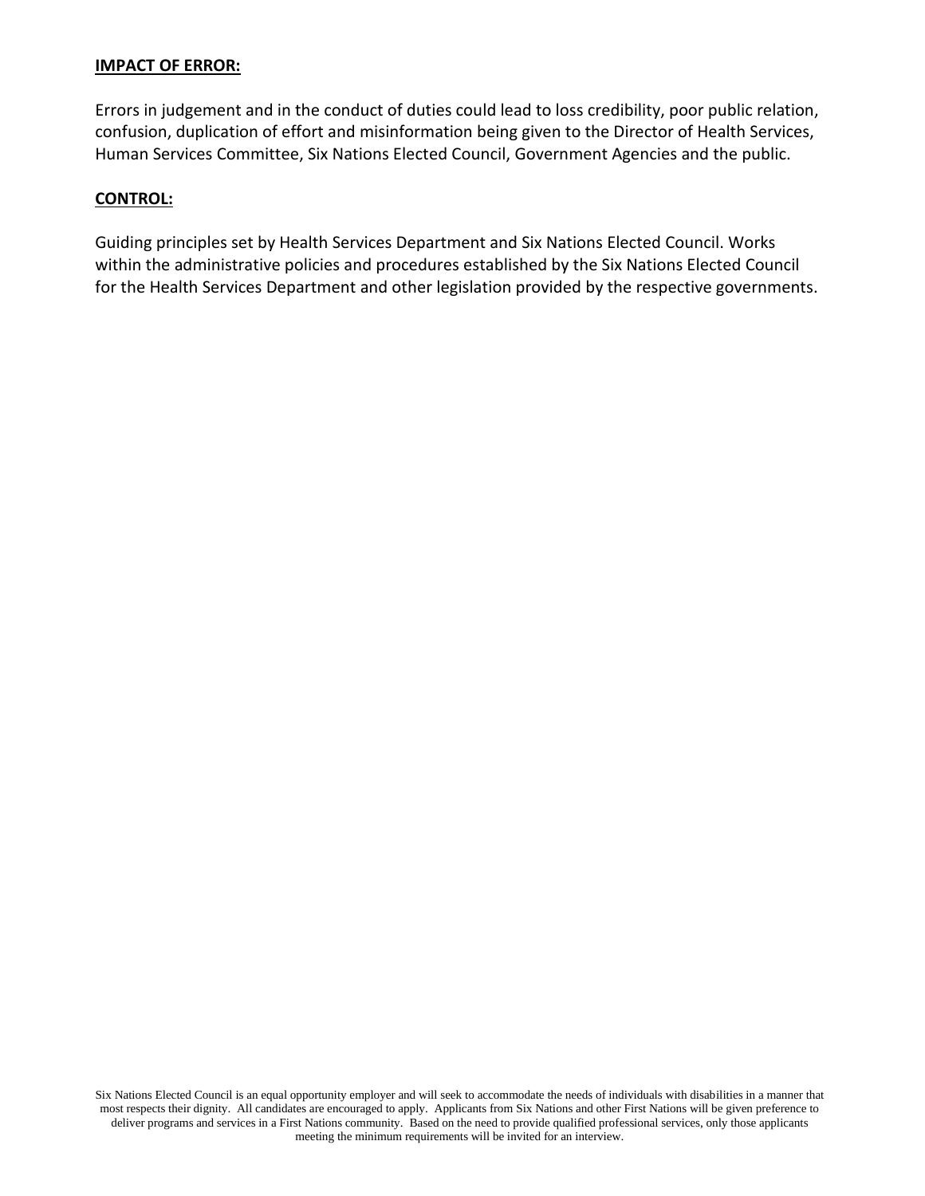**IMPACT OF ERROR:**

Errors in judgement and in the conduct of duties could lead to loss credibility, poor public relation, confusion, duplication of effort and misinformation being given to the Director of Health Services, Human Services Committee, Six Nations Elected Council, Government Agencies and the public.

**CONTROL:**

Guiding principles set by Health Services Department and Six Nations Elected Council. Works within the administrative policies and procedures established by the Six Nations Elected Council for the Health Services Department and other legislation provided by the respective governments.

Six Nations Elected Council is an equal opportunity employer and will seek to accommodate the needs of individuals with disabilities in a manner that most respects their dignity. All candidates are encouraged to apply. Applicants from Six Nations and other First Nations will be given preference to deliver programs and services in a First Nations community. Based on the need to provide qualified professional services, only those applicants meeting the minimum requirements will be invited for an interview.